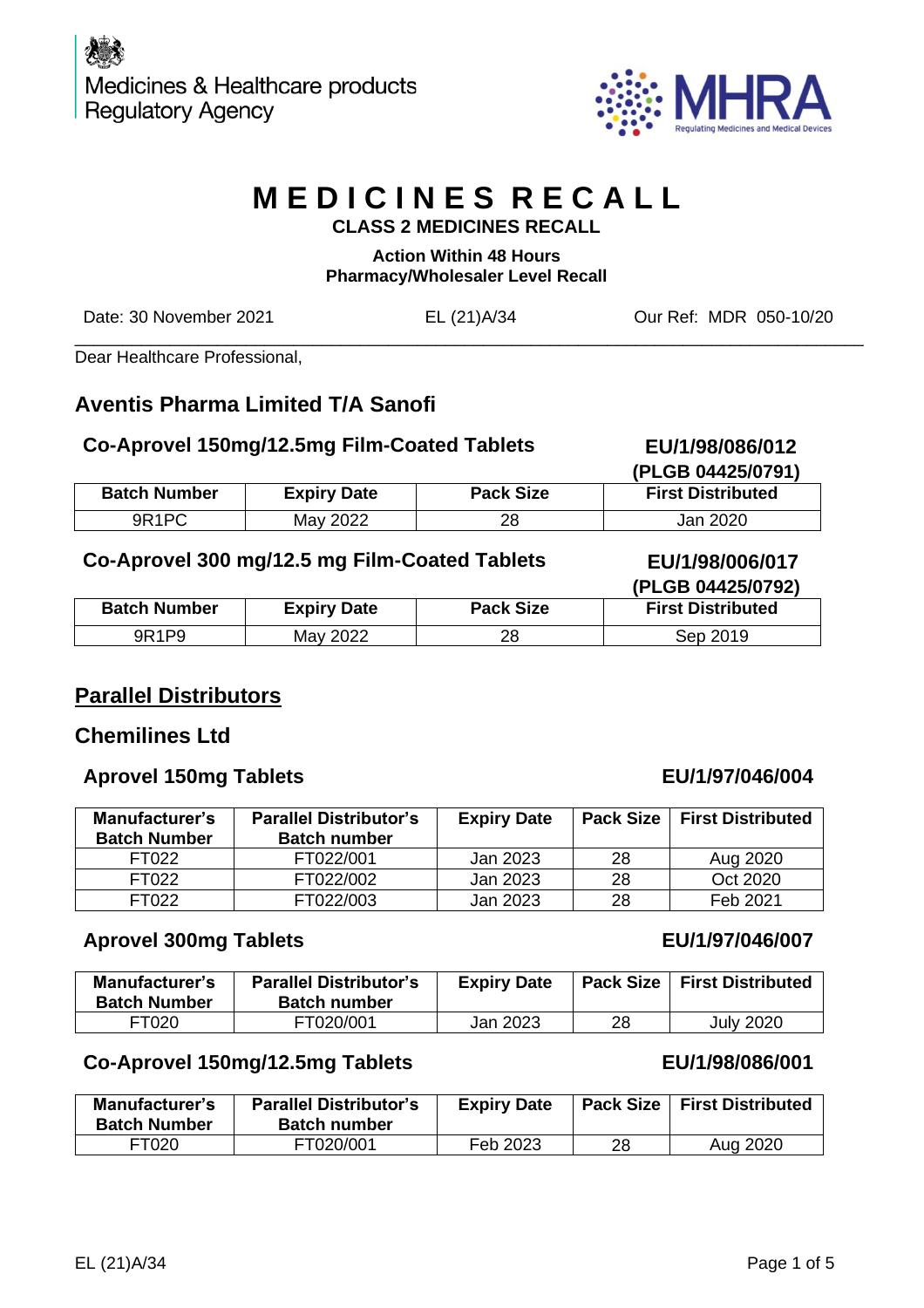Medicines & Healthcare products Regulatory Agency

MHRA
Regulating Medicines and Medical Devices

# MEDICINES RECALL

## CLASS 2 MEDICINES RECALL

**Action Within 48 Hours**
**Pharmacy/Wholesaler Level Recall**

Date: 30 November 2021 EL (21)A/34 Our Ref: MDR 050-10/20

---

Dear Healthcare Professional,

## Aventis Pharma Limited T/A Sanofi

### Co-Aprovel 150mg/12.5mg Film-Coated Tablets

**EU/1/98/086/012 (PLGB 04425/0791)**

| Batch Number | Expiry Date | Pack Size | First Distributed |
|---|---|---|---|
| 9R1PC | May 2022 | 28 | Jan 2020 |

### Co-Aprovel 300 mg/12.5 mg Film-Coated Tablets

**EU/1/98/006/017 (PLGB 04425/0792)**

| Batch Number | Expiry Date | Pack Size | First Distributed |
|---|---|---|---|
| 9R1P9 | May 2022 | 28 | Sep 2019 |

## Parallel Distributors

## Chemilines Ltd

### Aprovel 150mg Tablets

**EU/1/97/046/004**

| Manufacturer's Batch Number | Parallel Distributor's Batch number | Expiry Date | Pack Size | First Distributed |
|---|---|---|---|---|
| FT022 | FT022/001 | Jan 2023 | 28 | Aug 2020 |
| FT022 | FT022/002 | Jan 2023 | 28 | Oct 2020 |
| FT022 | FT022/003 | Jan 2023 | 28 | Feb 2021 |

### Aprovel 300mg Tablets

**EU/1/97/046/007**

| Manufacturer's Batch Number | Parallel Distributor's Batch number | Expiry Date | Pack Size | First Distributed |
|---|---|---|---|---|
| FT020 | FT020/001 | Jan 2023 | 28 | July 2020 |

### Co-Aprovel 150mg/12.5mg Tablets

**EU/1/98/086/001**

| Manufacturer's Batch Number | Parallel Distributor's Batch number | Expiry Date | Pack Size | First Distributed |
|---|---|---|---|---|
| FT020 | FT020/001 | Feb 2023 | 28 | Aug 2020 |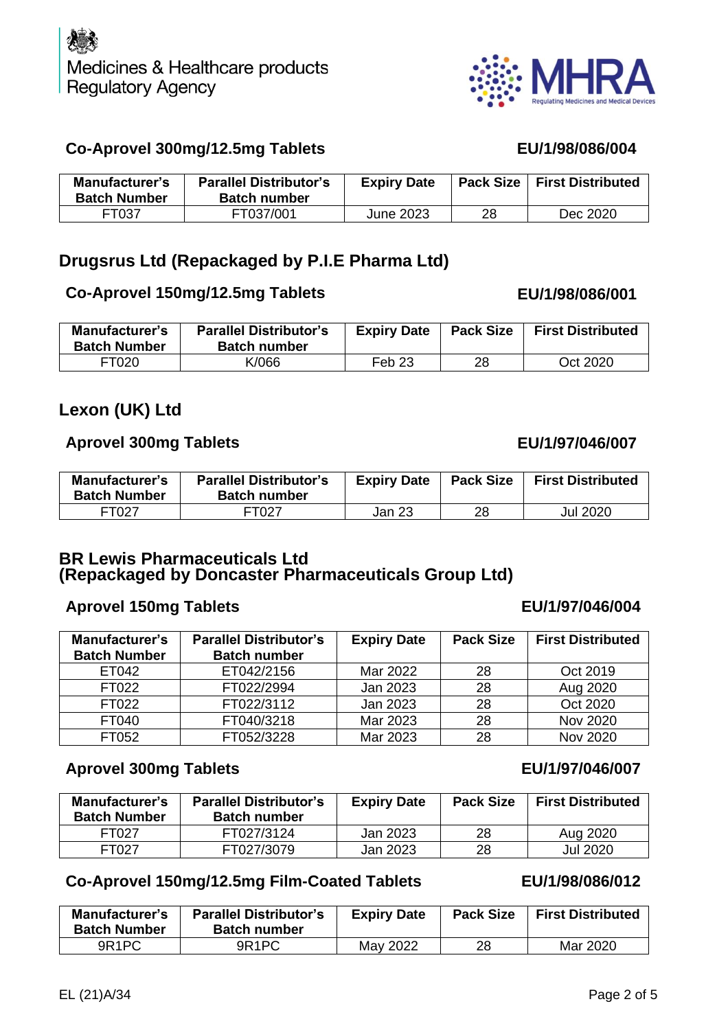### Co-Aprovel 300mg/12.5mg Tablets — EU/1/98/086/004

| Manufacturer's Batch Number | Parallel Distributor's Batch number | Expiry Date | Pack Size | First Distributed |
|---|---|---|---|---|
| FT037 | FT037/001 | June 2023 | 28 | Dec 2020 |

## Drugsrus Ltd (Repackaged by P.I.E Pharma Ltd)

### Co-Aprovel 150mg/12.5mg Tablets — EU/1/98/086/001

| Manufacturer's Batch Number | Parallel Distributor's Batch number | Expiry Date | Pack Size | First Distributed |
|---|---|---|---|---|
| FT020 | K/066 | Feb 23 | 28 | Oct 2020 |

## Lexon (UK) Ltd

### Aprovel 300mg Tablets — EU/1/97/046/007

| Manufacturer's Batch Number | Parallel Distributor's Batch number | Expiry Date | Pack Size | First Distributed |
|---|---|---|---|---|
| FT027 | FT027 | Jan 23 | 28 | Jul 2020 |

## BR Lewis Pharmaceuticals Ltd (Repackaged by Doncaster Pharmaceuticals Group Ltd)

### Aprovel 150mg Tablets — EU/1/97/046/004

| Manufacturer's Batch Number | Parallel Distributor's Batch number | Expiry Date | Pack Size | First Distributed |
|---|---|---|---|---|
| ET042 | ET042/2156 | Mar 2022 | 28 | Oct 2019 |
| FT022 | FT022/2994 | Jan 2023 | 28 | Aug 2020 |
| FT022 | FT022/3112 | Jan 2023 | 28 | Oct 2020 |
| FT040 | FT040/3218 | Mar 2023 | 28 | Nov 2020 |
| FT052 | FT052/3228 | Mar 2023 | 28 | Nov 2020 |

### Aprovel 300mg Tablets — EU/1/97/046/007

| Manufacturer's Batch Number | Parallel Distributor's Batch number | Expiry Date | Pack Size | First Distributed |
|---|---|---|---|---|
| FT027 | FT027/3124 | Jan 2023 | 28 | Aug 2020 |
| FT027 | FT027/3079 | Jan 2023 | 28 | Jul 2020 |

### Co-Aprovel 150mg/12.5mg Film-Coated Tablets — EU/1/98/086/012

| Manufacturer's Batch Number | Parallel Distributor's Batch number | Expiry Date | Pack Size | First Distributed |
|---|---|---|---|---|
| 9R1PC | 9R1PC | May 2022 | 28 | Mar 2020 |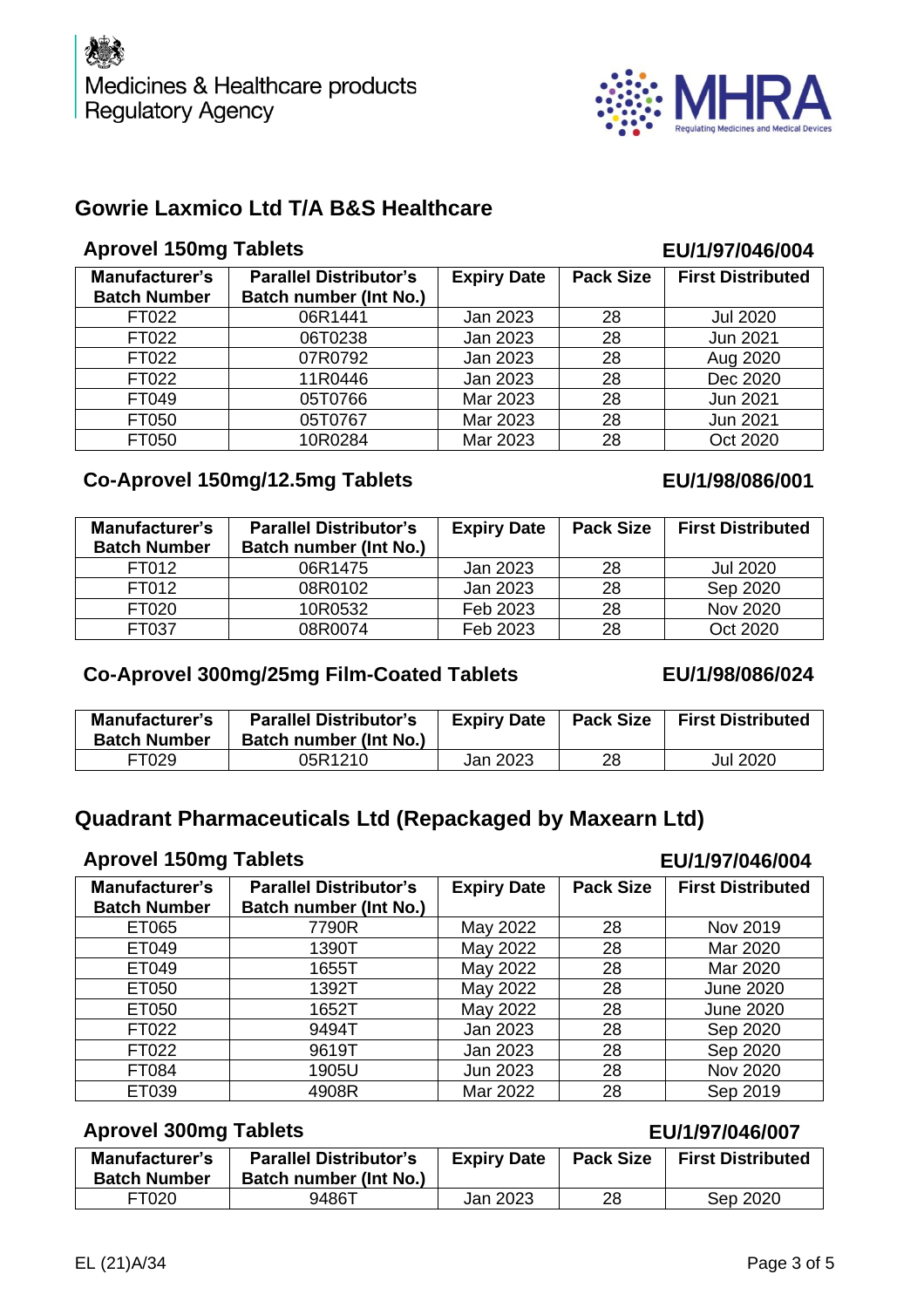## Gowrie Laxmico Ltd T/A B&S Healthcare

### Aprovel 150mg Tablets — EU/1/97/046/004

| Manufacturer's Batch Number | Parallel Distributor's Batch number (Int No.) | Expiry Date | Pack Size | First Distributed |
|---|---|---|---|---|
| FT022 | 06R1441 | Jan 2023 | 28 | Jul 2020 |
| FT022 | 06T0238 | Jan 2023 | 28 | Jun 2021 |
| FT022 | 07R0792 | Jan 2023 | 28 | Aug 2020 |
| FT022 | 11R0446 | Jan 2023 | 28 | Dec 2020 |
| FT049 | 05T0766 | Mar 2023 | 28 | Jun 2021 |
| FT050 | 05T0767 | Mar 2023 | 28 | Jun 2021 |
| FT050 | 10R0284 | Mar 2023 | 28 | Oct 2020 |

### Co-Aprovel 150mg/12.5mg Tablets — EU/1/98/086/001

| Manufacturer's Batch Number | Parallel Distributor's Batch number (Int No.) | Expiry Date | Pack Size | First Distributed |
|---|---|---|---|---|
| FT012 | 06R1475 | Jan 2023 | 28 | Jul 2020 |
| FT012 | 08R0102 | Jan 2023 | 28 | Sep 2020 |
| FT020 | 10R0532 | Feb 2023 | 28 | Nov 2020 |
| FT037 | 08R0074 | Feb 2023 | 28 | Oct 2020 |

### Co-Aprovel 300mg/25mg Film-Coated Tablets — EU/1/98/086/024

| Manufacturer's Batch Number | Parallel Distributor's Batch number (Int No.) | Expiry Date | Pack Size | First Distributed |
|---|---|---|---|---|
| FT029 | 05R1210 | Jan 2023 | 28 | Jul 2020 |

## Quadrant Pharmaceuticals Ltd (Repackaged by Maxearn Ltd)

### Aprovel 150mg Tablets — EU/1/97/046/004

| Manufacturer's Batch Number | Parallel Distributor's Batch number (Int No.) | Expiry Date | Pack Size | First Distributed |
|---|---|---|---|---|
| ET065 | 7790R | May 2022 | 28 | Nov 2019 |
| ET049 | 1390T | May 2022 | 28 | Mar 2020 |
| ET049 | 1655T | May 2022 | 28 | Mar 2020 |
| ET050 | 1392T | May 2022 | 28 | June 2020 |
| ET050 | 1652T | May 2022 | 28 | June 2020 |
| FT022 | 9494T | Jan 2023 | 28 | Sep 2020 |
| FT022 | 9619T | Jan 2023 | 28 | Sep 2020 |
| FT084 | 1905U | Jun 2023 | 28 | Nov 2020 |
| ET039 | 4908R | Mar 2022 | 28 | Sep 2019 |

### Aprovel 300mg Tablets — EU/1/97/046/007

| Manufacturer's Batch Number | Parallel Distributor's Batch number (Int No.) | Expiry Date | Pack Size | First Distributed |
|---|---|---|---|---|
| FT020 | 9486T | Jan 2023 | 28 | Sep 2020 |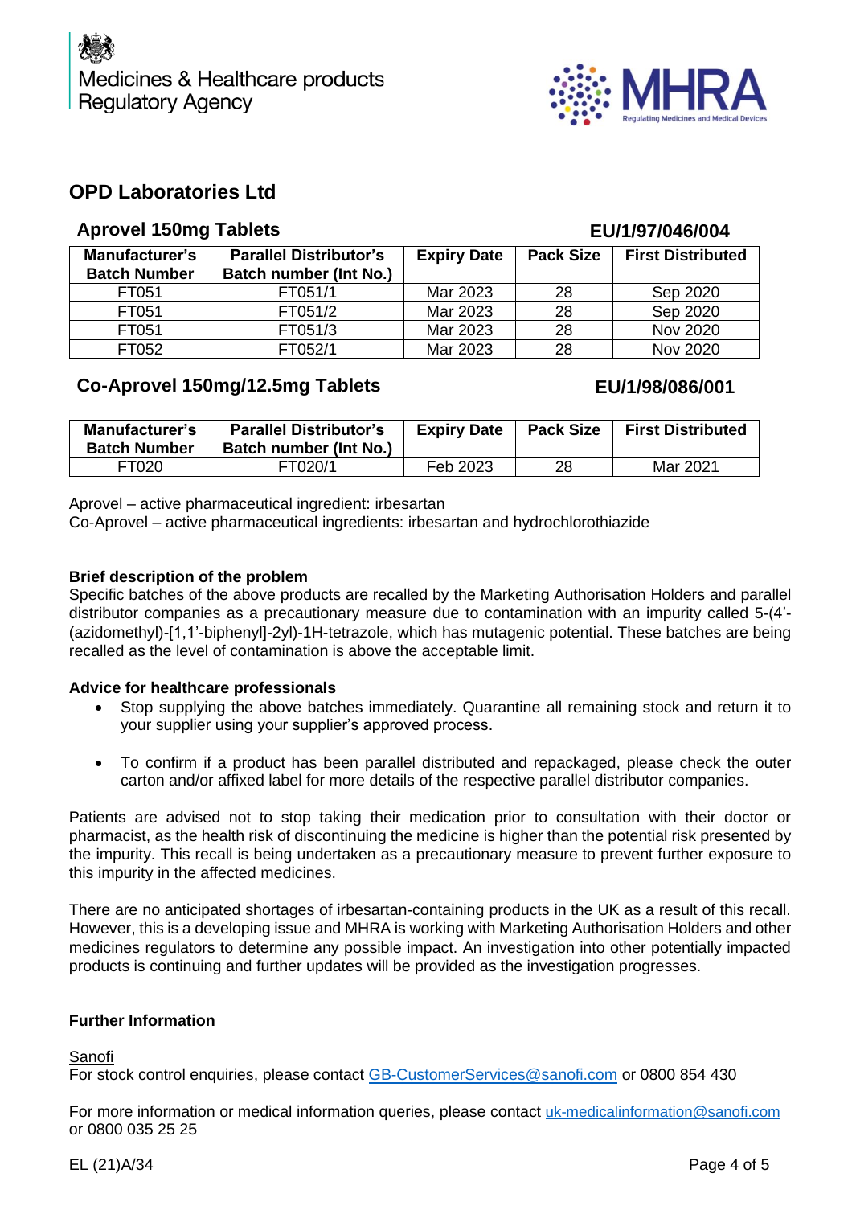## OPD Laboratories Ltd

### Aprovel 150mg Tablets — EU/1/97/046/004

| Manufacturer's Batch Number | Parallel Distributor's Batch number (Int No.) | Expiry Date | Pack Size | First Distributed |
|---|---|---|---|---|
| FT051 | FT051/1 | Mar 2023 | 28 | Sep 2020 |
| FT051 | FT051/2 | Mar 2023 | 28 | Sep 2020 |
| FT051 | FT051/3 | Mar 2023 | 28 | Nov 2020 |
| FT052 | FT052/1 | Mar 2023 | 28 | Nov 2020 |

### Co-Aprovel 150mg/12.5mg Tablets — EU/1/98/086/001

| Manufacturer's Batch Number | Parallel Distributor's Batch number (Int No.) | Expiry Date | Pack Size | First Distributed |
|---|---|---|---|---|
| FT020 | FT020/1 | Feb 2023 | 28 | Mar 2021 |

Aprovel – active pharmaceutical ingredient: irbesartan
Co-Aprovel – active pharmaceutical ingredients: irbesartan and hydrochlorothiazide

**Brief description of the problem**

Specific batches of the above products are recalled by the Marketing Authorisation Holders and parallel distributor companies as a precautionary measure due to contamination with an impurity called 5-(4'-(azidomethyl)-[1,1'-biphenyl]-2yl)-1H-tetrazole, which has mutagenic potential. These batches are being recalled as the level of contamination is above the acceptable limit.

**Advice for healthcare professionals**

- Stop supplying the above batches immediately. Quarantine all remaining stock and return it to your supplier using your supplier's approved process.
- To confirm if a product has been parallel distributed and repackaged, please check the outer carton and/or affixed label for more details of the respective parallel distributor companies.

Patients are advised not to stop taking their medication prior to consultation with their doctor or pharmacist, as the health risk of discontinuing the medicine is higher than the potential risk presented by the impurity. This recall is being undertaken as a precautionary measure to prevent further exposure to this impurity in the affected medicines.

There are no anticipated shortages of irbesartan-containing products in the UK as a result of this recall. However, this is a developing issue and MHRA is working with Marketing Authorisation Holders and other medicines regulators to determine any possible impact. An investigation into other potentially impacted products is continuing and further updates will be provided as the investigation progresses.

**Further Information**

Sanofi
For stock control enquiries, please contact GB-CustomerServices@sanofi.com or 0800 854 430

For more information or medical information queries, please contact uk-medicalinformation@sanofi.com or 0800 035 25 25

EL (21)A/34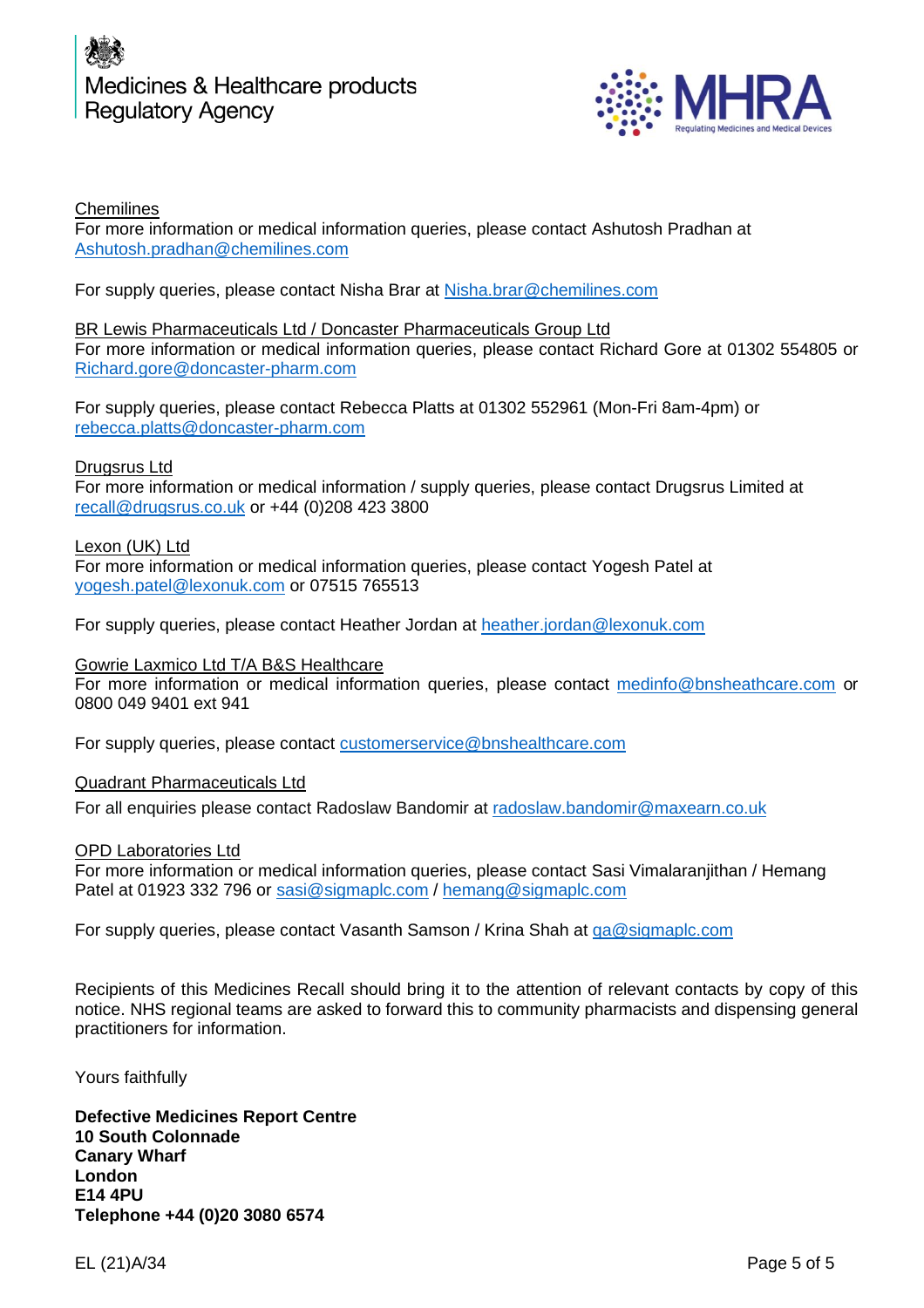Chemilines
For more information or medical information queries, please contact Ashutosh Pradhan at Ashutosh.pradhan@chemilines.com

For supply queries, please contact Nisha Brar at Nisha.brar@chemilines.com

BR Lewis Pharmaceuticals Ltd / Doncaster Pharmaceuticals Group Ltd
For more information or medical information queries, please contact Richard Gore at 01302 554805 or Richard.gore@doncaster-pharm.com

For supply queries, please contact Rebecca Platts at 01302 552961 (Mon-Fri 8am-4pm) or rebecca.platts@doncaster-pharm.com

Drugsrus Ltd
For more information or medical information / supply queries, please contact Drugsrus Limited at recall@drugsrus.co.uk or +44 (0)208 423 3800

Lexon (UK) Ltd
For more information or medical information queries, please contact Yogesh Patel at yogesh.patel@lexonuk.com or 07515 765513

For supply queries, please contact Heather Jordan at heather.jordan@lexonuk.com

Gowrie Laxmico Ltd T/A B&S Healthcare
For more information or medical information queries, please contact medinfo@bnsheathcare.com or 0800 049 9401 ext 941

For supply queries, please contact customerservice@bnshealthcare.com

Quadrant Pharmaceuticals Ltd
For all enquiries please contact Radoslaw Bandomir at radoslaw.bandomir@maxearn.co.uk

OPD Laboratories Ltd
For more information or medical information queries, please contact Sasi Vimalaranjithan / Hemang Patel at 01923 332 796 or sasi@sigmaplc.com / hemang@sigmaplc.com

For supply queries, please contact Vasanth Samson / Krina Shah at qa@sigmaplc.com

Recipients of this Medicines Recall should bring it to the attention of relevant contacts by copy of this notice. NHS regional teams are asked to forward this to community pharmacists and dispensing general practitioners for information.

Yours faithfully

**Defective Medicines Report Centre**
**10 South Colonnade**
**Canary Wharf**
**London**
**E14 4PU**
**Telephone +44 (0)20 3080 6574**

EL (21)A/34